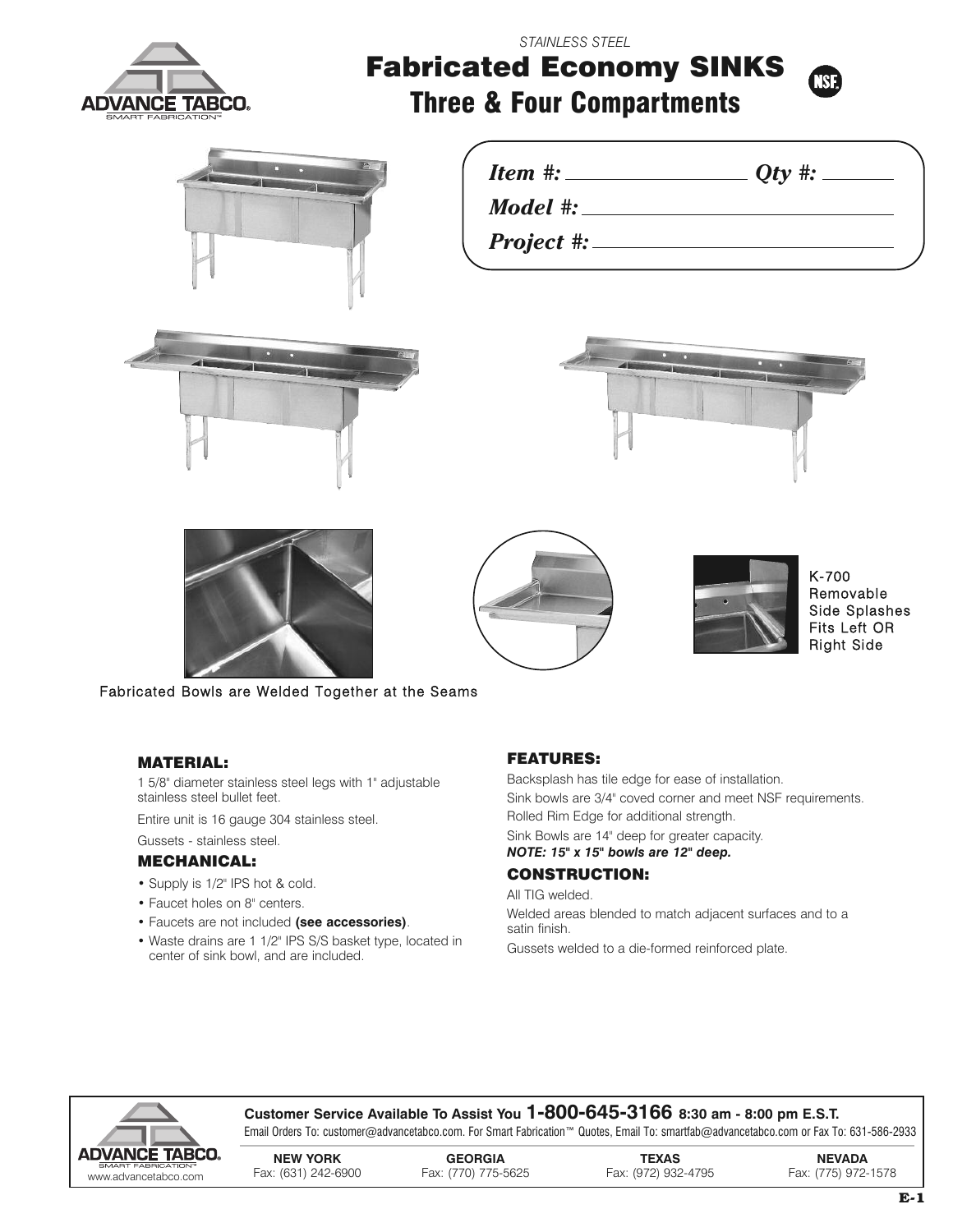STAINLESS STEEL

# Fabricated Economy SINKS

## Three & Four Compartments

*Item #:* ________________ *Qty #:* ________

*Model #:* ________________________________

*Project #:* ______________________________

K-700 Removable Side Splashes Fits Left OR Right Side

Fabricated Bowls are Welded Together at the Seams

### MATERIAL:

1 5/8" diameter stainless steel legs with 1" adjustable stainless steel bullet feet.

Entire unit is 16 gauge 304 stainless steel.

Gussets - stainless steel.

### MECHANICAL:

- Supply is 1/2" IPS hot & cold.
- Faucet holes on 8" centers.
- Faucets are not included **(see accessories)**.
- Waste drains are 1 1/2" IPS S/S basket type, located in center of sink bowl, and are included.

### FEATURES:

Backsplash has tile edge for ease of installation.

Sink bowls are 3/4" coved corner and meet NSF requirements.

Rolled Rim Edge for additional strength.

Sink Bowls are 14" deep for greater capacity.

***NOTE: 15" x 15" bowls are 12" deep.***

### CONSTRUCTION:

All TIG welded.

Welded areas blended to match adjacent surfaces and to a satin finish.

Gussets welded to a die-formed reinforced plate.

**Customer Service Available To Assist You 1-800-645-3166 8:30 am - 8:00 pm E.S.T.**

Email Orders To: customer@advancetabco.com. For Smart Fabrication™ Quotes, Email To: smartfab@advancetabco.com or Fax To: 631-586-2933

| NEW YORK | GEORGIA | TEXAS | NEVADA |
|---|---|---|---|
| Fax: (631) 242-6900 | Fax: (770) 775-5625 | Fax: (972) 932-4795 | Fax: (775) 972-1578 |

www.advancetabco.com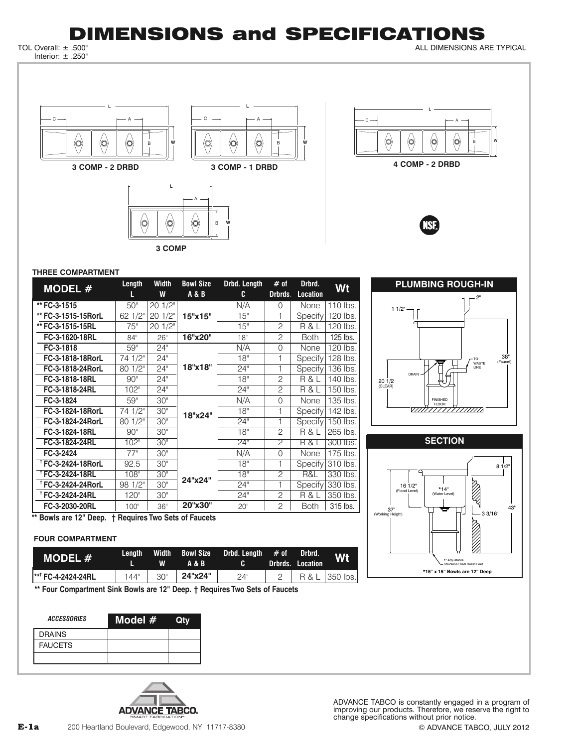# DIMENSIONS and SPECIFICATIONS

TOL Overall: ± .500"
Interior: ± .250"

ALL DIMENSIONS ARE TYPICAL

3 COMP - 2 DRBD

3 COMP - 1 DRBD

4 COMP - 2 DRBD

3 COMP

### THREE COMPARTMENT

| MODEL # | Length L | Width W | Bowl Size A & B | Drbd. Length C | # of Drbrds. | Drbrd. Location | Wt |
|---|---|---|---|---|---|---|---|
| ** FC-3-1515 | 50" | 20 1/2" | 15"x15" | N/A | 0 | None | 110 lbs. |
| ** FC-3-1515-15RorL | 62 1/2" | 20 1/2" | | 15" | 1 | Specify | 120 lbs. |
| ** FC-3-1515-15RL | 75" | 20 1/2" | | 15" | 2 | R & L | 120 lbs. |
| FC-3-1620-18RL | 84" | 26" | 16"x20" | 18" | 2 | Both | 125 lbs. |
| FC-3-1818 | 59" | 24" | 18"x18" | N/A | 0 | None | 120 lbs. |
| FC-3-1818-18RorL | 74 1/2" | 24" | | 18" | 1 | Specify | 128 lbs. |
| FC-3-1818-24RorL | 80 1/2" | 24" | | 24" | 1 | Specify | 136 lbs. |
| FC-3-1818-18RL | 90" | 24" | | 18" | 2 | R & L | 140 lbs. |
| FC-3-1818-24RL | 102" | 24" | | 24" | 2 | R & L | 150 lbs. |
| FC-3-1824 | 59" | 30" | 18"x24" | N/A | 0 | None | 135 lbs. |
| FC-3-1824-18RorL | 74 1/2" | 30" | | 18" | 1 | Specify | 142 lbs. |
| FC-3-1824-24RorL | 80 1/2" | 30" | | 24" | 1 | Specify | 150 lbs. |
| FC-3-1824-18RL | 90" | 30" | | 18" | 2 | R & L | 265 lbs. |
| FC-3-1824-24RL | 102" | 30" | | 24" | 2 | R & L | 300 lbs. |
| FC-3-2424 | 77" | 30" | 24"x24" | N/A | 0 | None | 175 lbs. |
| † FC-3-2424-18RorL | 92.5 | 30" | | 18" | 1 | Specify | 310 lbs. |
| † FC-3-2424-18RL | 108" | 30" | | 18" | 2 | R&L | 330 lbs. |
| † FC-3-2424-24RorL | 98 1/2" | 30" | | 24" | 1 | Specify | 330 lbs. |
| † FC-3-2424-24RL | 120" | 30" | | 24" | 2 | R & L | 350 lbs. |
| FC-3-2030-20RL | 100" | 36" | 20"x30" | 20" | 2 | Both | 315 lbs. |

** Bowls are 12" Deep. † Requires Two Sets of Faucets

### FOUR COMPARTMENT

| MODEL # | Length L | Width W | Bowl Size A & B | Drbd. Length C | # of Drbrds. | Drbrd. Location | Wt |
|---|---|---|---|---|---|---|---|
| **† FC-4-2424-24RL | 144" | 30" | 24"x24" | 24" | 2 | R & L | 350 lbs. |

** Four Compartment Sink Bowls are 12" Deep. † Requires Two Sets of Faucets

| ACCESSORIES | Model # | Qty |
|---|---|---|
| DRAINS | | |
| FAUCETS | | |
| | | |

### PLUMBING ROUGH-IN

2"
1 1/2"
38" (Faucet)
TO WASTE LINE
DRAIN
20 1/2 (CLEAR)
FINISHED FLOOR

### SECTION

8 1/2"
16 1/2" (Flood Level)
*14" (Water Level)
37" (Working Height)
43"
3 3/16"
1" Adjustable Stainless Steel Bullet Feet
*15" x 15" Bowls are 12" Deep

ADVANCE TABCO
SMART FABRICATION™

200 Heartland Boulevard, Edgewood, NY 11717-8380

ADVANCE TABCO is constantly engaged in a program of improving our products. Therefore, we reserve the right to change specifications without prior notice.

© ADVANCE TABCO, JULY 2012